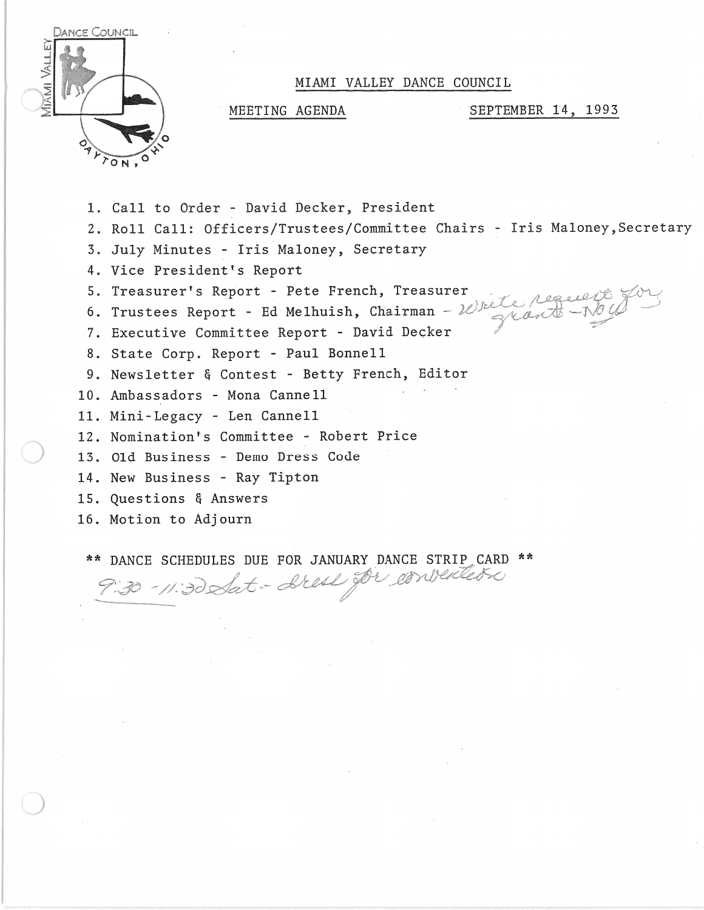DANCE COUNCIL
MIAMI VALLEY
DAYTON, OHIO

# MIAMI VALLEY DANCE COUNCIL

MEETING AGENDA SEPTEMBER 14, 1993

1. Call to Order - David Decker, President
2. Roll Call: Officers/Trustees/Committee Chairs - Iris Maloney, Secretary
3. July Minutes - Iris Maloney, Secretary
4. Vice President's Report
5. Treasurer's Report - Pete French, Treasurer
6. Trustees Report - Ed Melhuish, Chairman - *Write request for grants - Now*
7. Executive Committee Report - David Decker
8. State Corp. Report - Paul Bonnell
9. Newsletter & Contest - Betty French, Editor
10. Ambassadors - Mona Cannell
11. Mini-Legacy - Len Cannell
12. Nomination's Committee - Robert Price
13. Old Business - Demo Dress Code
14. New Business - Ray Tipton
15. Questions & Answers
16. Motion to Adjourn

** DANCE SCHEDULES DUE FOR JANUARY DANCE STRIP CARD **

*9:30 - 11:30 Sat - dress for convention*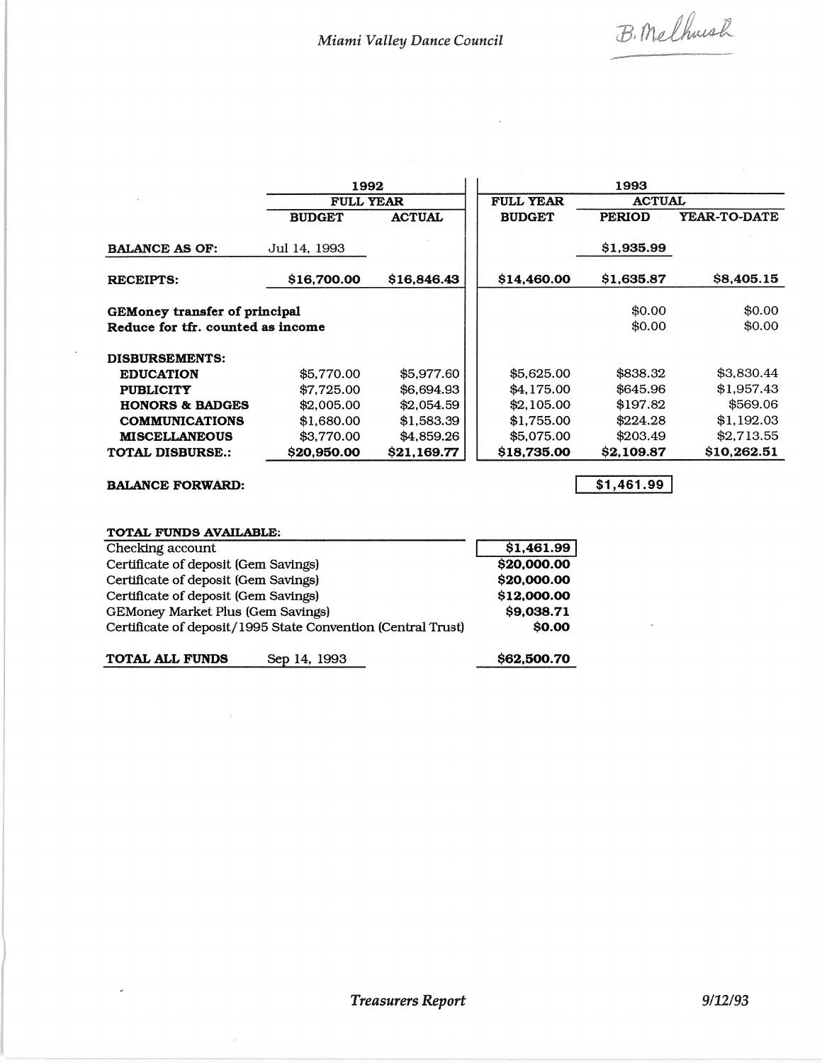*Miami Valley Dance Council*

B. Melhush

| | 1992 | | 1993 | | |
|---|---|---|---|---|---|
| | FULL YEAR | | FULL YEAR | ACTUAL | |
| | BUDGET | ACTUAL | BUDGET | PERIOD | YEAR-TO-DATE |
| **BALANCE AS OF:** | Jul 14, 1993 | | | $1,935.99 | |
| **RECEIPTS:** | $16,700.00 | $16,846.43 | $14,460.00 | $1,635.87 | $8,405.15 |
| **GEMoney transfer of principal** | | | | $0.00 | $0.00 |
| **Reduce for tfr. counted as income** | | | | $0.00 | $0.00 |
| **DISBURSEMENTS:** | | | | | |
| **EDUCATION** | $5,770.00 | $5,977.60 | $5,625.00 | $838.32 | $3,830.44 |
| **PUBLICITY** | $7,725.00 | $6,694.93 | $4,175.00 | $645.96 | $1,957.43 |
| **HONORS & BADGES** | $2,005.00 | $2,054.59 | $2,105.00 | $197.82 | $569.06 |
| **COMMUNICATIONS** | $1,680.00 | $1,583.39 | $1,755.00 | $224.28 | $1,192.03 |
| **MISCELLANEOUS** | $3,770.00 | $4,859.26 | $5,075.00 | $203.49 | $2,713.55 |
| **TOTAL DISBURSE.:** | $20,950.00 | $21,169.77 | $18,735.00 | $2,109.87 | $10,262.51 |
| **BALANCE FORWARD:** | | | | $1,461.99 | |

| **TOTAL FUNDS AVAILABLE:** | |
|---|---|
| Checking account | $1,461.99 |
| Certificate of deposit (Gem Savings) | $20,000.00 |
| Certificate of deposit (Gem Savings) | $20,000.00 |
| Certificate of deposit (Gem Savings) | $12,000.00 |
| GEMoney Market Plus (Gem Savings) | $9,038.71 |
| Certificate of deposit/1995 State Convention (Central Trust) | $0.00 |
| **TOTAL ALL FUNDS** Sep 14, 1993 | **$62,500.70** |

*Treasurers Report* 9/12/93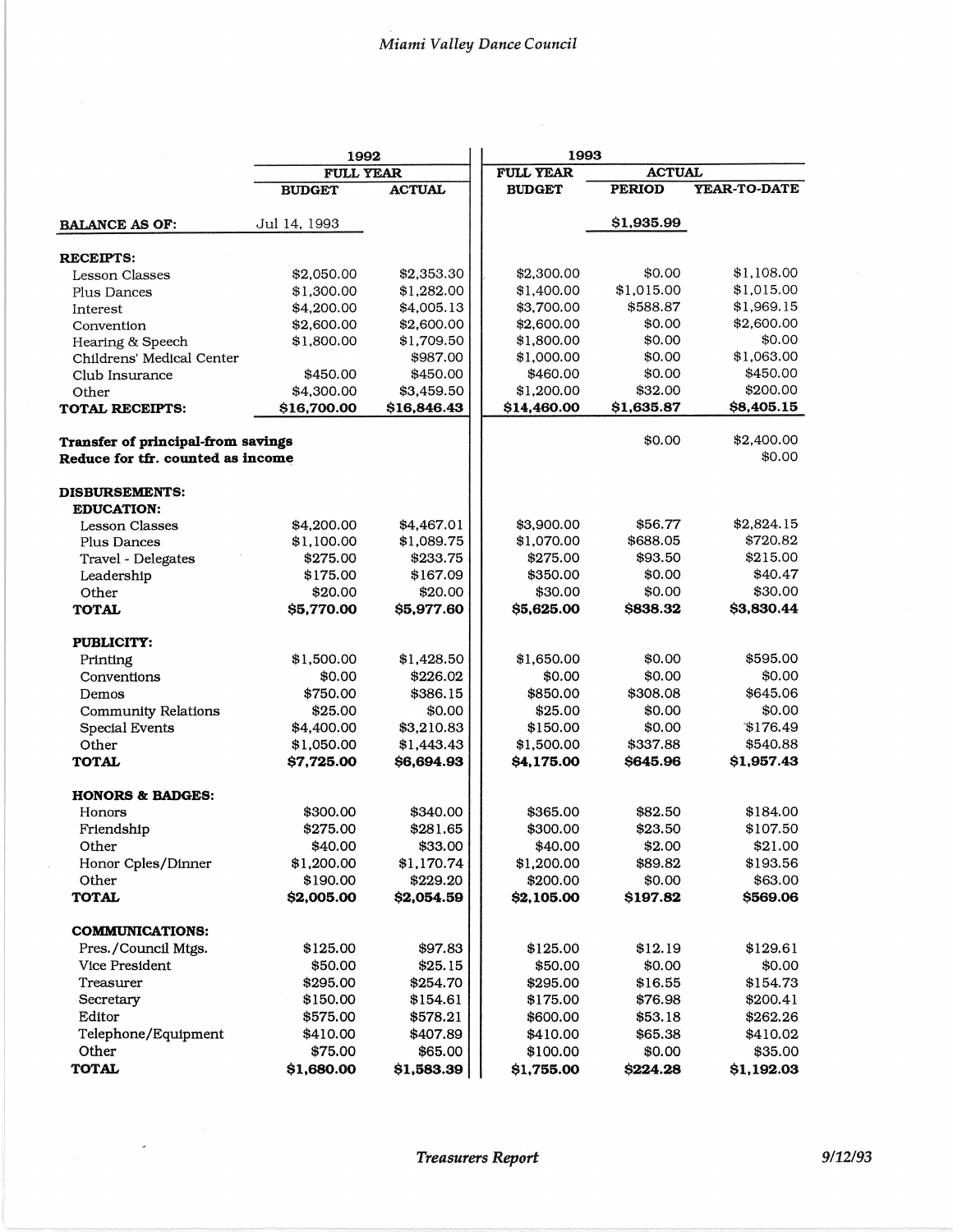| | 1992 | | 1993 | | |
|---|---|---|---|---|---|
| | FULL YEAR | | FULL YEAR | ACTUAL | |
| | BUDGET | ACTUAL | BUDGET | PERIOD | YEAR-TO-DATE |
| **BALANCE AS OF:** | Jul 14, 1993 | | | $1,935.99 | |
| **RECEIPTS:** | | | | | |
| Lesson Classes | $2,050.00 | $2,353.30 | $2,300.00 | $0.00 | $1,108.00 |
| Plus Dances | $1,300.00 | $1,282.00 | $1,400.00 | $1,015.00 | $1,015.00 |
| Interest | $4,200.00 | $4,005.13 | $3,700.00 | $588.87 | $1,969.15 |
| Convention | $2,600.00 | $2,600.00 | $2,600.00 | $0.00 | $2,600.00 |
| Hearing & Speech | $1,800.00 | $1,709.50 | $1,800.00 | $0.00 | $0.00 |
| Childrens' Medical Center | | $987.00 | $1,000.00 | $0.00 | $1,063.00 |
| Club Insurance | $450.00 | $450.00 | $460.00 | $0.00 | $450.00 |
| Other | $4,300.00 | $3,459.50 | $1,200.00 | $32.00 | $200.00 |
| **TOTAL RECEIPTS:** | **$16,700.00** | **$16,846.43** | **$14,460.00** | **$1,635.87** | **$8,405.15** |
| **Transfer of principal-from savings** | | | | $0.00 | $2,400.00 |
| **Reduce for tfr. counted as income** | | | | | $0.00 |
| **DISBURSEMENTS:** | | | | | |
| **EDUCATION:** | | | | | |
| Lesson Classes | $4,200.00 | $4,467.01 | $3,900.00 | $56.77 | $2,824.15 |
| Plus Dances | $1,100.00 | $1,089.75 | $1,070.00 | $688.05 | $720.82 |
| Travel - Delegates | $275.00 | $233.75 | $275.00 | $93.50 | $215.00 |
| Leadership | $175.00 | $167.09 | $350.00 | $0.00 | $40.47 |
| Other | $20.00 | $20.00 | $30.00 | $0.00 | $30.00 |
| **TOTAL** | **$5,770.00** | **$5,977.60** | **$5,625.00** | **$838.32** | **$3,830.44** |
| **PUBLICITY:** | | | | | |
| Printing | $1,500.00 | $1,428.50 | $1,650.00 | $0.00 | $595.00 |
| Conventions | $0.00 | $226.02 | $0.00 | $0.00 | $0.00 |
| Demos | $750.00 | $386.15 | $850.00 | $308.08 | $645.06 |
| Community Relations | $25.00 | $0.00 | $25.00 | $0.00 | $0.00 |
| Special Events | $4,400.00 | $3,210.83 | $150.00 | $0.00 | $176.49 |
| Other | $1,050.00 | $1,443.43 | $1,500.00 | $337.88 | $540.88 |
| **TOTAL** | **$7,725.00** | **$6,694.93** | **$4,175.00** | **$645.96** | **$1,957.43** |
| **HONORS & BADGES:** | | | | | |
| Honors | $300.00 | $340.00 | $365.00 | $82.50 | $184.00 |
| Friendship | $275.00 | $281.65 | $300.00 | $23.50 | $107.50 |
| Other | $40.00 | $33.00 | $40.00 | $2.00 | $21.00 |
| Honor Cples/Dinner | $1,200.00 | $1,170.74 | $1,200.00 | $89.82 | $193.56 |
| Other | $190.00 | $229.20 | $200.00 | $0.00 | $63.00 |
| **TOTAL** | **$2,005.00** | **$2,054.59** | **$2,105.00** | **$197.82** | **$569.06** |
| **COMMUNICATIONS:** | | | | | |
| Pres./Council Mtgs. | $125.00 | $97.83 | $125.00 | $12.19 | $129.61 |
| Vice President | $50.00 | $25.15 | $50.00 | $0.00 | $0.00 |
| Treasurer | $295.00 | $254.70 | $295.00 | $16.55 | $154.73 |
| Secretary | $150.00 | $154.61 | $175.00 | $76.98 | $200.41 |
| Editor | $575.00 | $578.21 | $600.00 | $53.18 | $262.26 |
| Telephone/Equipment | $410.00 | $407.89 | $410.00 | $65.38 | $410.02 |
| Other | $75.00 | $65.00 | $100.00 | $0.00 | $35.00 |
| **TOTAL** | **$1,680.00** | **$1,583.39** | **$1,755.00** | **$224.28** | **$1,192.03** |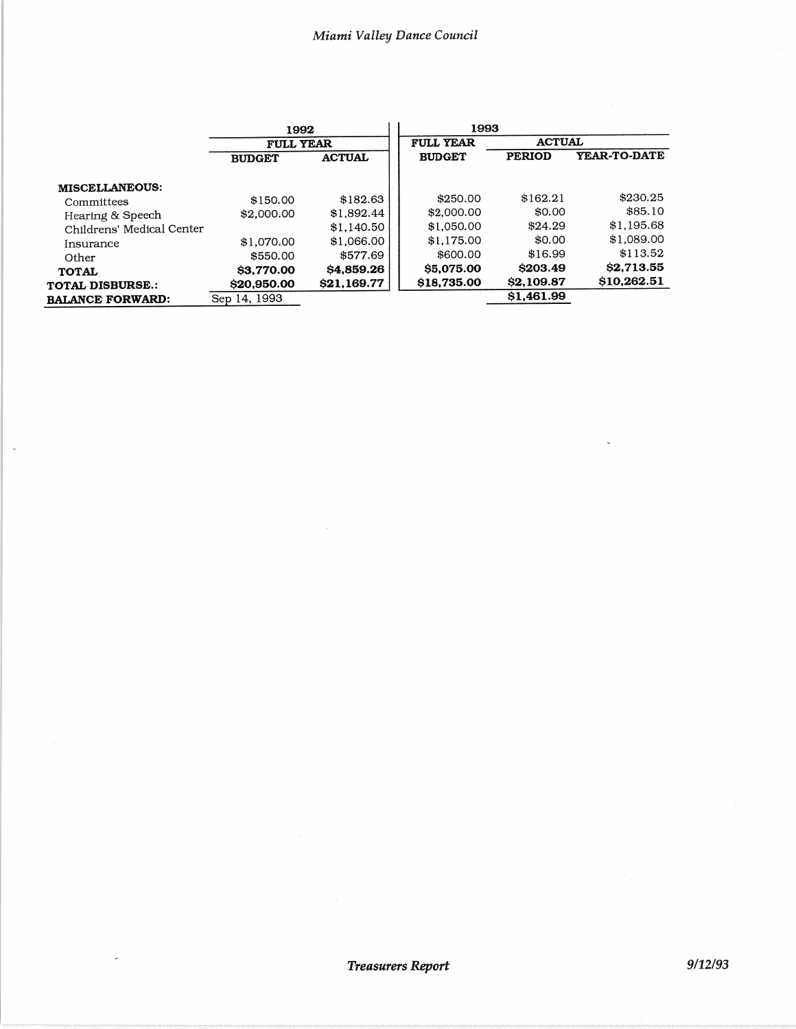| | 1992 | | 1993 | | |
|---|---|---|---|---|---|
| | FULL YEAR | | FULL YEAR | ACTUAL | |
| | BUDGET | ACTUAL | BUDGET | PERIOD | YEAR-TO-DATE |
| **MISCELLANEOUS:** | | | | | |
| Committees | $150.00 | $182.63 | $250.00 | $162.21 | $230.25 |
| Hearing & Speech | $2,000.00 | $1,892.44 | $2,000.00 | $0.00 | $85.10 |
| Childrens' Medical Center | | $1,140.50 | $1,050.00 | $24.29 | $1,195.68 |
| Insurance | $1,070.00 | $1,066.00 | $1,175.00 | $0.00 | $1,089.00 |
| Other | $550.00 | $577.69 | $600.00 | $16.99 | $113.52 |
| **TOTAL** | **$3,770.00** | **$4,859.26** | **$5,075.00** | **$203.49** | **$2,713.55** |
| **TOTAL DISBURSE.:** | **$20,950.00** | **$21,169.77** | **$18,735.00** | **$2,109.87** | **$10,262.51** |
| **BALANCE FORWARD:** | Sep 14, 1993 | | | **$1,461.99** | |

*Treasurers Report* 9/12/93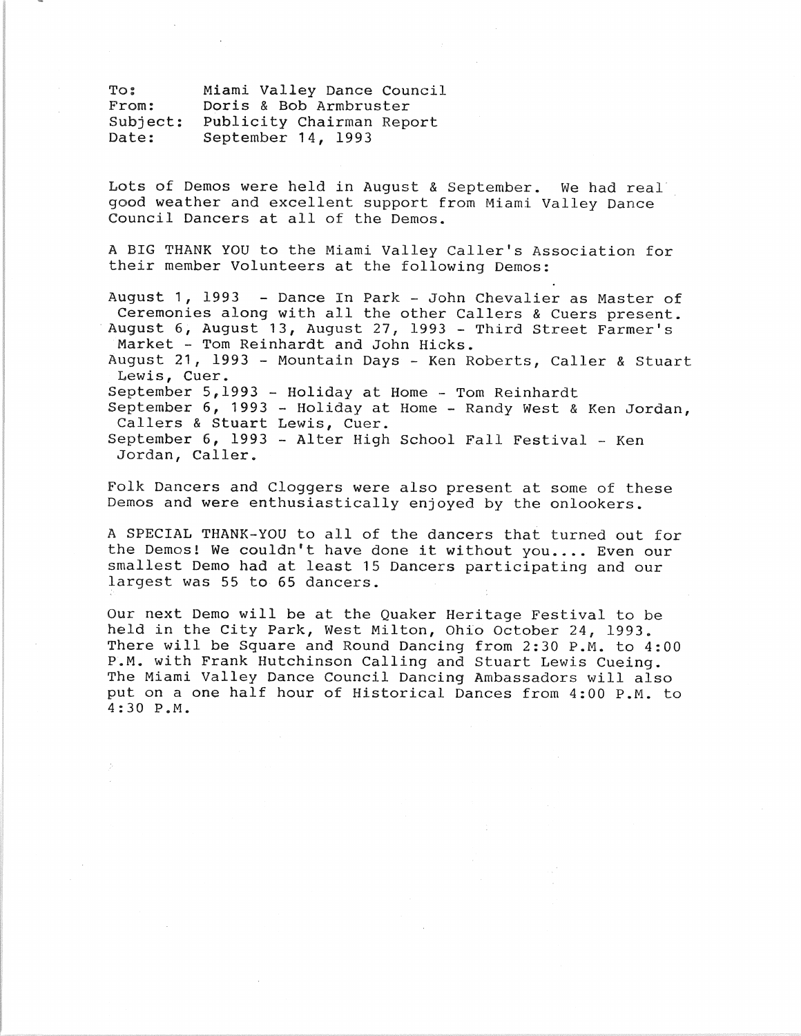To: Miami Valley Dance Council
From: Doris & Bob Armbruster
Subject: Publicity Chairman Report
Date: September 14, 1993

Lots of Demos were held in August & September. We had real good weather and excellent support from Miami Valley Dance Council Dancers at all of the Demos.

A BIG THANK YOU to the Miami Valley Caller's Association for their member Volunteers at the following Demos:

August 1, 1993 - Dance In Park - John Chevalier as Master of Ceremonies along with all the other Callers & Cuers present.
August 6, August 13, August 27, 1993 - Third Street Farmer's Market - Tom Reinhardt and John Hicks.
August 21, 1993 - Mountain Days - Ken Roberts, Caller & Stuart Lewis, Cuer.
September 5,1993 - Holiday at Home - Tom Reinhardt
September 6, 1993 - Holiday at Home - Randy West & Ken Jordan, Callers & Stuart Lewis, Cuer.
September 6, 1993 - Alter High School Fall Festival - Ken Jordan, Caller.

Folk Dancers and Cloggers were also present at some of these Demos and were enthusiastically enjoyed by the onlookers.

A SPECIAL THANK-YOU to all of the dancers that turned out for the Demos! We couldn't have done it without you.... Even our smallest Demo had at least 15 Dancers participating and our largest was 55 to 65 dancers.

Our next Demo will be at the Quaker Heritage Festival to be held in the City Park, West Milton, Ohio October 24, 1993. There will be Square and Round Dancing from 2:30 P.M. to 4:00 P.M. with Frank Hutchinson Calling and Stuart Lewis Cueing. The Miami Valley Dance Council Dancing Ambassadors will also put on a one half hour of Historical Dances from 4:00 P.M. to 4:30 P.M.